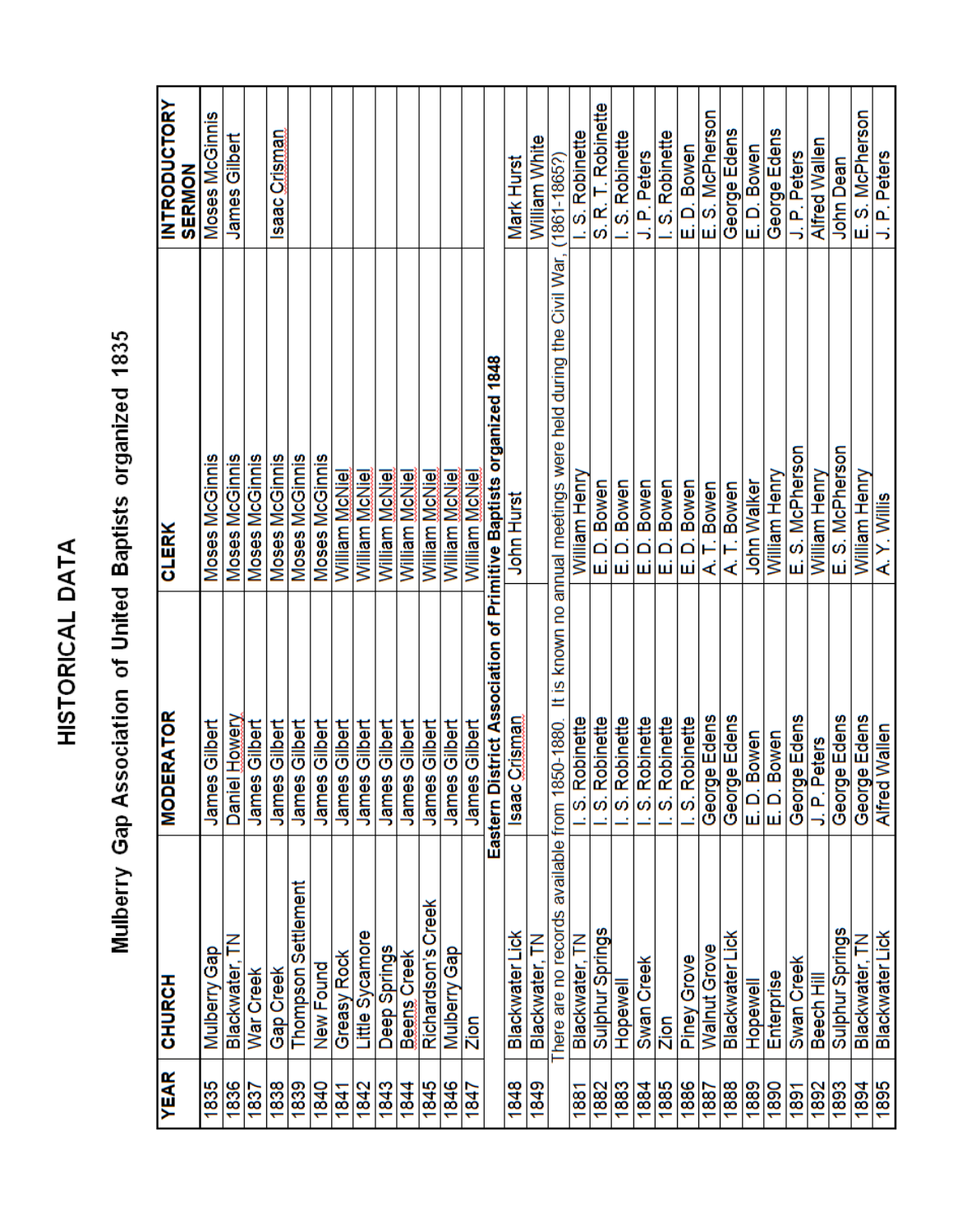# HISTORICAL DATA

## Mulberry Gap Association of United Baptists organized 1835

| YEAR | CHURCH | MODERATOR | CLERK | INTRODUCTORY SERMON |
|---|---|---|---|---|
| 1835 | Mulberry Gap | James Gilbert | Moses McGinnis | Moses McGinnis |
| 1836 | Blackwater, TN | Daniel Howery | Moses McGinnis | James Gilbert |
| 1837 | War Creek | James Gilbert | Moses McGinnis | |
| 1838 | Gap Creek | James Gilbert | Moses McGinnis | Isaac Crisman |
| 1839 | Thompson Settlement | James Gilbert | Moses McGinnis | |
| 1840 | New Found | James Gilbert | William McNiel | |
| 1841 | Greasy Rock | James Gilbert | William McNiel | |
| 1842 | Little Sycamore | James Gilbert | William McNiel | |
| 1843 | Deep Springs | James Gilbert | William McNiel | |
| 1844 | Beens Creek | James Gilbert | William McNiel | |
| 1845 | Richardson's Creek | James Gilbert | William McNiel | |
| 1846 | Mulberry Gap | James Gilbert | William McNiel | |
| 1847 | Zion | James Gilbert | William McNiel | |
| | **Eastern District Association of Primitive Baptists organized 1848** | | | |
| 1848 | Blackwater Lick | Isaac Crisman | John Hurst | Mark Hurst |
| 1849 | Blackwater, TN | | | William White |
| | There are no records available from 1850-1880. It is known no annual meetings were held during the Civil War, (1861-1865?) | | | |
| 1881 | Blackwater, TN | I. S. Robinette | William Henry | I. S. Robinette |
| 1882 | Sulphur Springs | I. S. Robinette | E. D. Bowen | S. R. T. Robinette |
| 1883 | Hopewell | I. S. Robinette | E. D. Bowen | I. S. Robinette |
| 1884 | Swan Creek | I. S. Robinette | E. D. Bowen | J. P. Peters |
| 1885 | Zion | I. S. Robinette | E. D. Bowen | I. S. Robinette |
| 1886 | Piney Grove | I. S. Robinette | E. D. Bowen | E. D. Bowen |
| 1887 | Walnut Grove | George Edens | A. T. Bowen | E. S. McPherson |
| 1888 | Blackwater Lick | George Edens | A. T. Bowen | George Edens |
| 1889 | Hopewell | E. D. Bowen | John Walker | E. D. Bowen |
| 1890 | Enterprise | E. D. Bowen | William Henry | George Edens |
| 1891 | Swan Creek | George Edens | E. S. McPherson | J. P. Peters |
| 1892 | Beech Hill | J. P. Peters | William Henry | Alfred Wallen |
| 1893 | Sulphur Springs | George Edens | E. S. McPherson | John Dean |
| 1894 | Blackwater, TN | George Edens | William Henry | E. S. McPherson |
| 1895 | Blackwater Lick | Alfred Wallen | A. Y. Willis | J. P. Peters |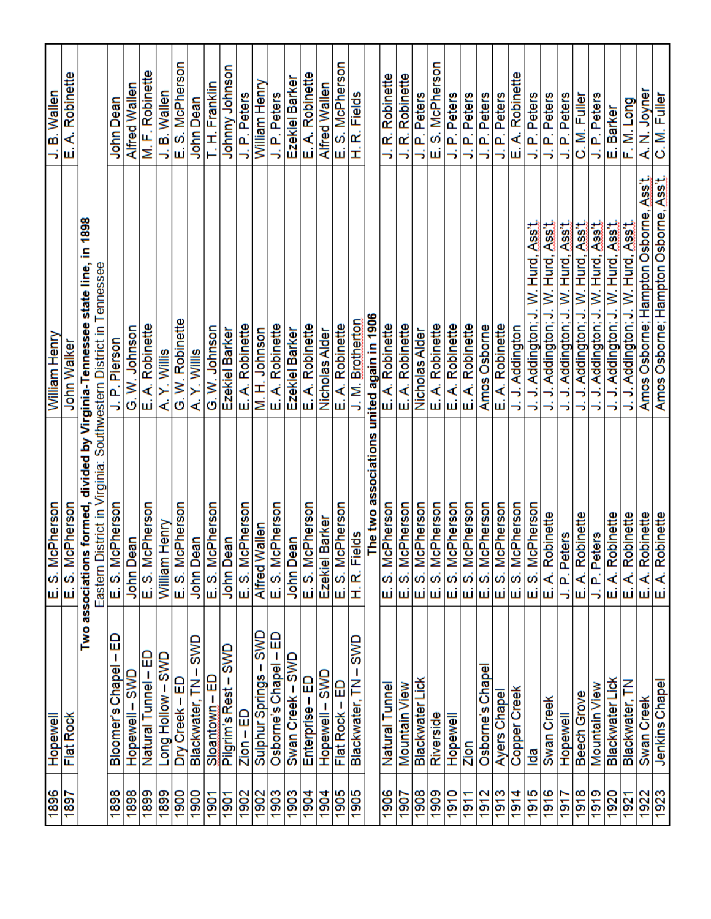| | | | | | |
|---|---|---|---|---|---|
| 1896 | Hopewell | E. S. McPherson | William Henry | | J. B. Wallen |
| 1897 | Flat Rock | E. S. McPherson | John Walker | | E. A. Robinette |
| | **Two associations formed, divided by Virginia-Tennessee state line, in 1898** Eastern District in Virginia; Southwestern District in Tennessee | | | | |
| 1898 | Bloomer's Chapel – ED | E. S. McPherson | J. P. Pierson | | John Dean |
| 1898 | Hopewell – SWD | John Dean | G. W. Johnson | | Alfred Wallen |
| 1899 | Natural Tunnel – ED | E. S. McPherson | E. A. Robinette | | M. F. Robinette |
| 1899 | Long Hollow – SWD | William Henry | A. Y. Willis | | J. B. Wallen |
| 1900 | Dry Creek – ED | E. S. McPherson | G. W. Robinette | | E. S. McPherson |
| 1900 | Blackwater, TN – SWD | John Dean | A. Y. Willis | | John Dean |
| 1901 | Sloantown – ED | E. S. McPherson | G. W. Johnson | | T. H. Franklin |
| 1901 | Pilgrim's Rest – SWD | John Dean | Ezekiel Barker | | Johnny Johnson |
| 1902 | Zion – ED | E. S. McPherson | E. A. Robinette | | J. P. Peters |
| 1902 | Sulphur Springs – SWD | Alfred Wallen | M. H. Johnson | | William Henry |
| 1903 | Osborne's Chapel – ED | E. S. McPherson | E. A. Robinette | | J. P. Peters |
| 1903 | Swan Creek – SWD | John Dean | Ezekiel Barker | | Ezekiel Barker |
| 1904 | Enterprise – ED | E. S. McPherson | E. A. Robinette | | E. A. Robinette |
| 1904 | Hopewell – SWD | Ezekiel Barker | Nicholas Alder | | Alfred Wallen |
| 1905 | Flat Rock – ED | E. S. McPherson | E. A. Robinette | | E. S. McPherson |
| 1905 | Blackwater, TN – SWD | H. R. Fields | J. M. Brotherton | | H. R. Fields |
| | **The two associations united again in 1906** | | | | |
| 1906 | Natural Tunnel | E. S. McPherson | E. A. Robinette | | J. R. Robinette |
| 1907 | Mountain View | E. S. McPherson | E. A. Robinette | | J. R. Robinette |
| 1908 | Blackwater Lick | E. S. McPherson | Nicholas Alder | | J. P. Peters |
| 1909 | Riverside | E. S. McPherson | E. A. Robinette | | E. S. McPherson |
| 1910 | Hopewell | E. S. McPherson | E. A. Robinette | | J. P. Peters |
| 1911 | Zion | E. S. McPherson | E. A. Robinette | | J. P. Peters |
| 1912 | Osborne's Chapel | E. S. McPherson | Amos Osborne | | J. P. Peters |
| 1913 | Ayers Chapel | E. S. McPherson | E. A. Robinette | | J. P. Peters |
| 1914 | Copper Creek | E. S. McPherson | J. J. Addington | | E. A. Robinette |
| 1915 | Ida | E. S. McPherson | J. J. Addington; J. W. Hurd, Ass't. | | J. P. Peters |
| 1916 | Swan Creek | E. A. Robinette | J. J. Addington; J. W. Hurd, Ass't. | | J. P. Peters |
| 1917 | Hopewell | J. P. Peters | J. J. Addington; J. W. Hurd, Ass't. | | J. P. Peters |
| 1918 | Beech Grove | E. A. Robinette | J. J. Addington; J. W. Hurd, Ass't. | | C. M. Fuller |
| 1919 | Mountain View | J. P. Peters | J. J. Addington; J. W. Hurd, Ass't. | | J. P. Peters |
| 1920 | Blackwater Lick | E. A. Robinette | J. J. Addington; J. W. Hurd, Ass't. | | E. Barker |
| 1921 | Blackwater, TN | E. A. Robinette | J. J. Addington; J. W. Hurd, Ass't. | | F. M. Long |
| 1922 | Swan Creek | E. A. Robinette | Amos Osborne; Hampton Osborne, Ass't. | | A. N. Joyner |
| 1923 | Jenkins Chapel | E. A. Robinette | Amos Osborne; Hampton Osborne, Ass't. | | C. M. Fuller |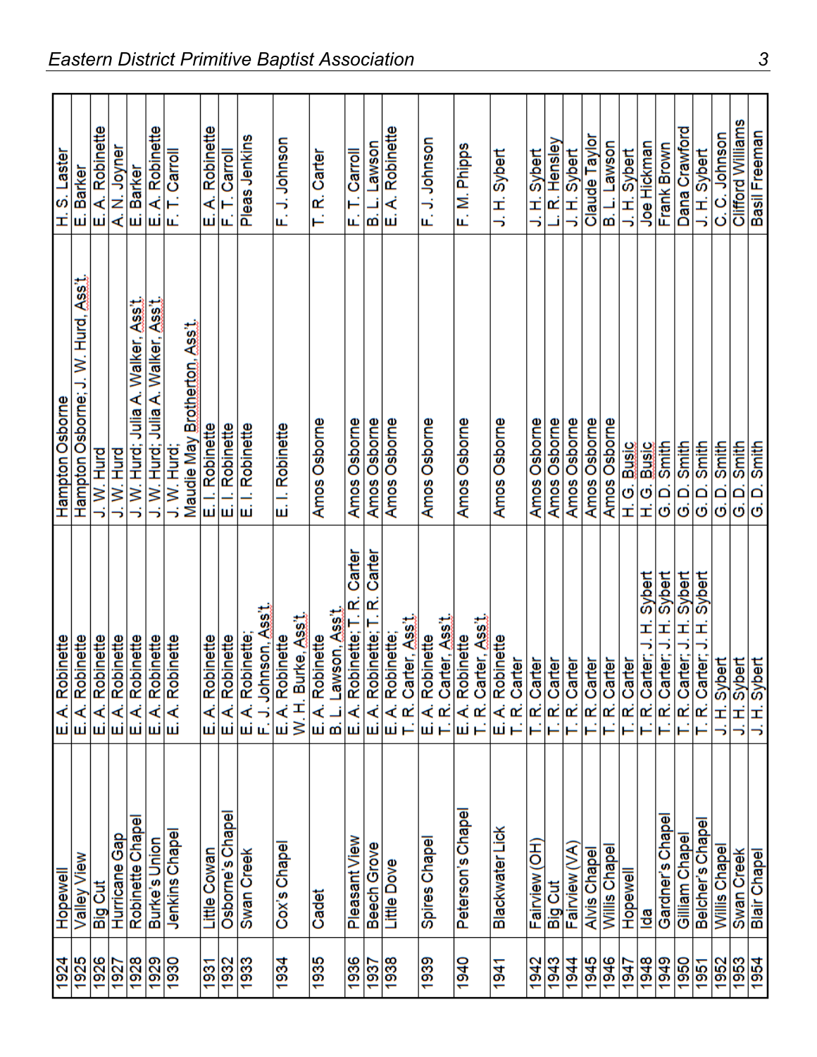| 1924 | Hopewell | E. A. Robinette | Hampton Osborne | H. S. Laster |
|---|---|---|---|---|
| 1925 | Valley View | E. A. Robinette | Hampton Osborne; J. W. Hurd, Ass't. | E. Barker |
| 1926 | Big Cut | E. A. Robinette | J. W. Hurd | E. A. Robinette |
| 1927 | Hurricane Gap | E. A. Robinette | J. W. Hurd | A. N. Joyner |
| 1928 | Robinette Chapel | E. A. Robinette | J. W. Hurd; Julia A. Walker, Ass't. | E. Barker |
| 1929 | Burke's Union | E. A. Robinette | J. W. Hurd; Julia A. Walker, Ass't. | E. A. Robinette |
| 1930 | Jenkins Chapel | E. A. Robinette | J. W. Hurd; Maudie May Brotherton, Ass't. | F. T. Carroll |
| 1931 | Little Cowan | E. A. Robinette | E. I. Robinette | E. A. Robinette |
| 1932 | Osborne's Chapel | E. A. Robinette | E. I. Robinette | F. T. Carroll |
| 1933 | Swan Creek | E. A. Robinette; F. J. Johnson, Ass't. | E. I. Robinette | Pleas Jenkins |
| 1934 | Cox's Chapel | E. A. Robinette W. H. Burke, Ass't. | E. I. Robinette | F. J. Johnson |
| 1935 | Cadet | E. A. Robinette B. L. Lawson, Ass't. | Amos Osborne | T. R. Carter |
| 1936 | Pleasant View | E. A. Robinette; T. R. Carter | Amos Osborne | F. T. Carroll |
| 1937 | Beech Grove | E. A. Robinette; T. R. Carter | Amos Osborne | B. L. Lawson |
| 1938 | Little Dove | E. A. Robinette; T. R. Carter, Ass't. | Amos Osborne | E. A. Robinette |
| 1939 | Spires Chapel | E. A. Robinette T. R. Carter, Ass't. | Amos Osborne | F. J. Johnson |
| 1940 | Peterson's Chapel | E. A. Robinette T. R. Carter, Ass't. | Amos Osborne | F. M. Phipps |
| 1941 | Blackwater Lick | E. A. Robinette T. R. Carter | Amos Osborne | J. H. Sybert |
| 1942 | Fairview (OH) | T. R. Carter | Amos Osborne | J. H. Sybert |
| 1943 | Big Cut | T. R. Carter | Amos Osborne | L. R. Hensley |
| 1944 | Fairview (VA) | T. R. Carter | Amos Osborne | J. H. Sybert |
| 1945 | Alvis Chapel | T. R. Carter | Amos Osborne | Claude Taylor |
| 1946 | Willis Chapel | T. R. Carter | Amos Osborne | B. L. Lawson |
| 1947 | Hopewell | T. R. Carter | H. G. Busic | J. H. Sybert |
| 1948 | Ida | T. R. Carter; J. H. Sybert | H. G. Busic | Joe Hickman |
| 1949 | Gardner's Chapel | T. R. Carter; J. H. Sybert | G. D. Smith | Frank Brown |
| 1950 | Gilliam Chapel | T. R. Carter; J. H. Sybert | G. D. Smith | Dana Crawford |
| 1951 | Belcher's Chapel | T. R. Carter; J. H. Sybert | G. D. Smith | J. H. Sybert |
| 1952 | Willis Chapel | J. H. Sybert | G. D. Smith | C. C. Johnson |
| 1953 | Swan Creek | J. H. Sybert | G. D. Smith | Clifford Williams |
| 1954 | Blair Chapel | J. H. Sybert | G. D. Smith | Basil Freeman |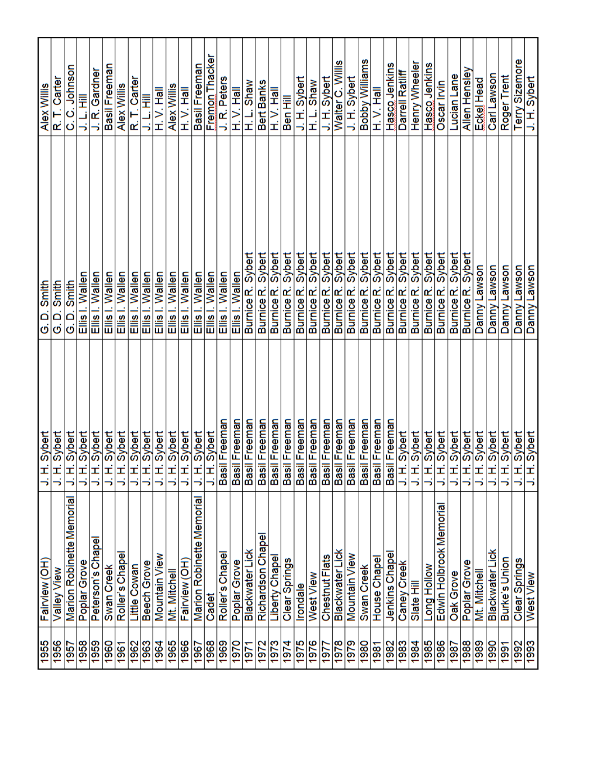| | | | | |
|---|---|---|---|---|
| 1955 | Fairview (OH) | J. H. Sybert | G. D. Smith | Alex Willis |
| 1956 | Valley View | J. H. Sybert | G. D. Smith | R. T. Carter |
| 1957 | Marion Robinette Memorial | J. H. Sybert | G. D. Smith | C. C. Johnson |
| 1958 | Poplar Grove | J. H. Sybert | Ellis I. Wallen | J. L. Hill |
| 1959 | Peterson's Chapel | J. H. Sybert | Ellis I. Wallen | J. R. Gardner |
| 1960 | Swan Creek | J. H. Sybert | Ellis I. Wallen | Basil Freeman |
| 1961 | Roller's Chapel | J. H. Sybert | Ellis I. Wallen | Alex Willis |
| 1962 | Little Cowan | J. H. Sybert | Ellis I. Wallen | R. T. Carter |
| 1963 | Beech Grove | J. H. Sybert | Ellis I. Wallen | J. L. Hill |
| 1964 | Mountain View | J. H. Sybert | Ellis I. Wallen | H. V. Hall |
| 1965 | Mt. Mitchell | J. H. Sybert | Ellis I. Wallen | Alex Willis |
| 1966 | Fairview (OH) | J. H. Sybert | Ellis I. Wallen | H. V. Hall |
| 1967 | Marion Robinette Memorial | J. H. Sybert | Ellis I. Wallen | Basil Freeman |
| 1968 | Cadet | J. H. Sybert | Ellis I. Wallen | Fremon Thacker |
| 1969 | Roller's Chapel | Basil Freeman | Ellis I. Wallen | J. R. Peters |
| 1970 | Poplar Grove | Basil Freeman | Ellis I. Wallen | H. V. Hall |
| 1971 | Blackwater Lick | Basil Freeman | Burnice R. Sybert | H. L. Shaw |
| 1972 | Richardson Chapel | Basil Freeman | Burnice R. Sybert | Bert Banks |
| 1973 | Liberty Chapel | Basil Freeman | Burnice R. Sybert | H. V. Hall |
| 1974 | Clear Springs | Basil Freeman | Burnice R. Sybert | Ben Hill |
| 1975 | Irondale | Basil Freeman | Burnice R. Sybert | J. H. Sybert |
| 1976 | West View | Basil Freeman | Burnice R. Sybert | H. L. Shaw |
| 1977 | Chestnut Flats | Basil Freeman | Burnice R. Sybert | J. H. Sybert |
| 1978 | Blackwater Lick | Basil Freeman | Burnice R. Sybert | Walter C. Willis |
| 1979 | Mountain View | Basil Freeman | Burnice R. Sybert | J. H. Sybert |
| 1980 | Swan Creek | Basil Freeman | Burnice R. Sybert | Bobby Williams |
| 1981 | House Chapel | Basil Freeman | Burnice R. Sybert | H. V. Hall |
| 1982 | Jenkins Chapel | Basil Freeman | Burnice R. Sybert | Hasco Jenkins |
| 1983 | Caney Creek | J. H. Sybert | Burnice R. Sybert | Darrell Ratliff |
| 1984 | Slate Hill | J. H. Sybert | Burnice R. Sybert | Henry Wheeler |
| 1985 | Long Hollow | J. H. Sybert | Burnice R. Sybert | Hasco Jenkins |
| 1986 | Edwin Holbrook Memorial | J. H. Sybert | Burnice R. Sybert | Oscar Irvin |
| 1987 | Oak Grove | J. H. Sybert | Burnice R. Sybert | Lucian Lane |
| 1988 | Poplar Grove | J. H. Sybert | Burnice R. Sybert | Allen Hensley |
| 1989 | Mt. Mitchell | J. H. Sybert | Danny Lawson | Eckel Head |
| 1990 | Blackwater Lick | J. H. Sybert | Danny Lawson | Carl Lawson |
| 1991 | Burke's Union | J. H. Sybert | Danny Lawson | Roger Trent |
| 1992 | Clear Springs | J. H. Sybert | Danny Lawson | Terry Sizemore |
| 1993 | West View | J. H. Sybert | Danny Lawson | J. H. Sybert |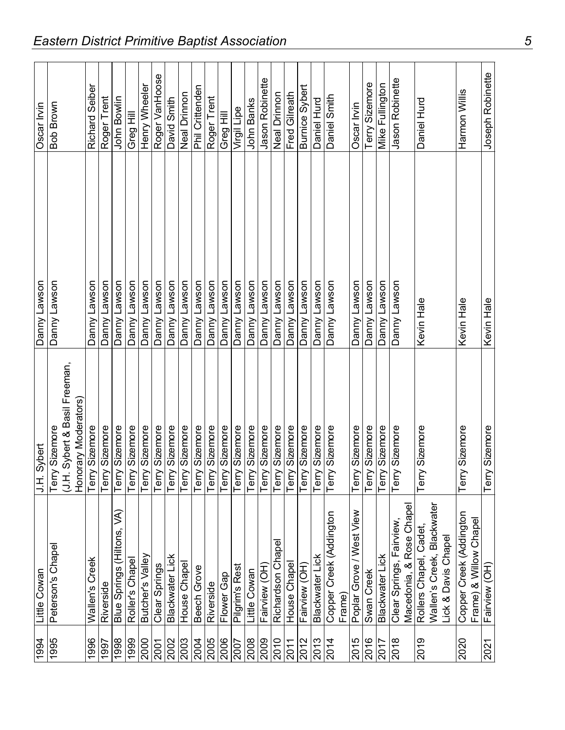| | | | | |
|---|---|---|---|---|
| 1994 | Little Cowan | J.H. Sybert | Danny Lawson | Oscar Irvin |
| 1995 | Peterson's Chapel | Terry Sizemore (J.H. Sybert & Basil Freeman, Honorary Moderators) | Danny Lawson | Bob Brown |
| 1996 | Wallen's Creek | Terry Sizemore | Danny Lawson | Richard Seiber |
| 1997 | Riverside | Terry Sizemore | Danny Lawson | Roger Trent |
| 1998 | Blue Springs (Hiltons, VA) | Terry Sizemore | Danny Lawson | John Bowlin |
| 1999 | Roller's Chapel | Terry Sizemore | Danny Lawson | Greg Hill |
| 2000 | Butcher's Valley | Terry Sizemore | Danny Lawson | Henry Wheeler |
| 2001 | Clear Springs | Terry Sizemore | Danny Lawson | Roger VanHoose |
| 2002 | Blackwater Lick | Terry Sizemore | Danny Lawson | David Smith |
| 2003 | House Chapel | Terry Sizemore | Danny Lawson | Neal Drinnon |
| 2004 | Beech Grove | Terry Sizemore | Danny Lawson | Phil Crittenden |
| 2005 | Riverside | Terry Sizemore | Danny Lawson | Roger Trent |
| 2006 | Flower Gap | Terry Sizemore | Danny Lawson | Greg Hill |
| 2007 | Pilgrim's Rest | Terry Sizemore | Danny Lawson | Virgil Lipe |
| 2008 | Little Cowan | Terry Sizemore | Danny Lawson | John Banks |
| 2009 | Fairview (OH) | Terry Sizemore | Danny Lawson | Jason Robinette |
| 2010 | Richardson Chapel | Terry Sizemore | Danny Lawson | Neal Drinnon |
| 2011 | House Chapel | Terry Sizemore | Danny Lawson | Fred Gilreath |
| 2012 | Fairview (OH) | Terry Sizemore | Danny Lawson | Burnice Sybert |
| 2013 | Blackwater Lick | Terry Sizemore | Danny Lawson | Daniel Hurd |
| 2014 | Copper Creek (Addington Frame) | Terry Sizemore | Danny Lawson | Daniel Smith |
| 2015 | Poplar Grove / West View | Terry Sizemore | Danny Lawson | Oscar Irvin |
| 2016 | Swan Creek | Terry Sizemore | Danny Lawson | Terry Sizemore |
| 2017 | Blackwater Lick | Terry Sizemore | Danny Lawson | Mike Fullington |
| 2018 | Clear Springs, Fairview, Macedonia, & Rose Chapel | Terry Sizemore | Danny Lawson | Jason Robinette |
| 2019 | Rollers Chapel, Cadet, Wallen's Creek, Blackwater Lick & Davis Chapel | Terry Sizemore | Kevin Hale | Daniel Hurd |
| 2020 | Copper Creek (Addington Frame) & Willow Chapel | Terry Sizemore | Kevin Hale | Harmon Willis |
| 2021 | Fairview (OH) | Terry Sizemore | Kevin Hale | Joseph Robinette |